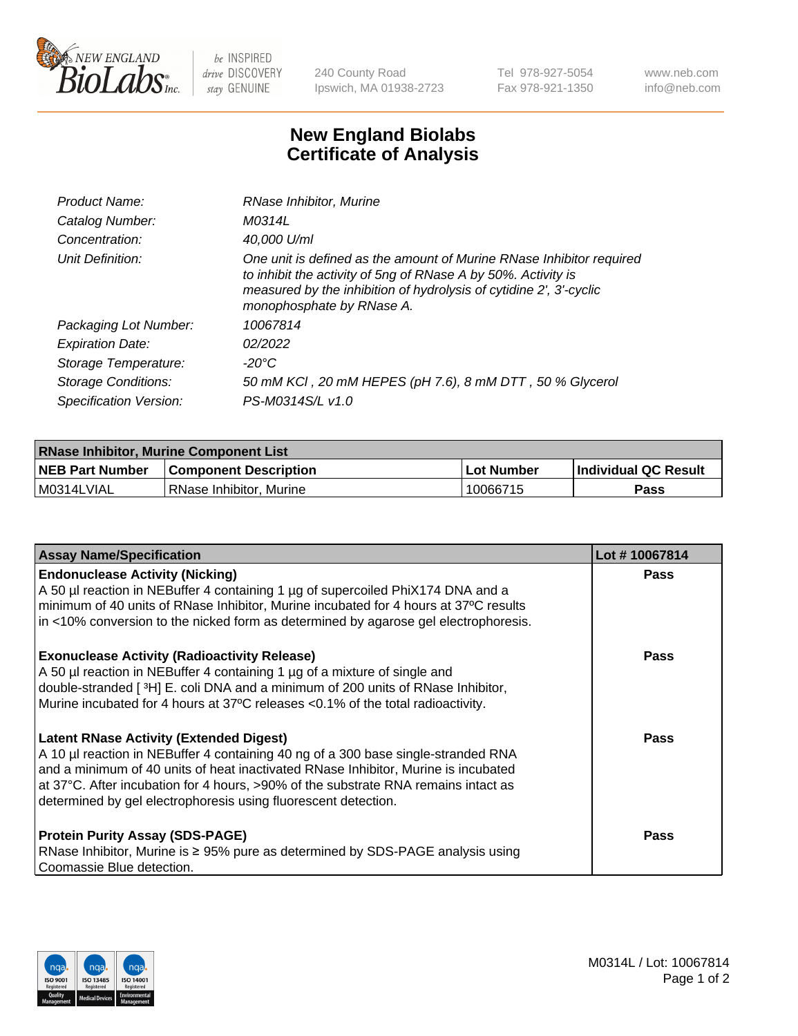# New England Biolabs Certificate of Analysis

| | |
|---|---|
| Product Name: | RNase Inhibitor, Murine |
| Catalog Number: | M0314L |
| Concentration: | 40,000 U/ml |
| Unit Definition: | One unit is defined as the amount of Murine RNase Inhibitor required to inhibit the activity of 5ng of RNase A by 50%. Activity is measured by the inhibition of hydrolysis of cytidine 2', 3'-cyclic monophosphate by RNase A. |
| Packaging Lot Number: | 10067814 |
| Expiration Date: | 02/2022 |
| Storage Temperature: | -20°C |
| Storage Conditions: | 50 mM KCl , 20 mM HEPES (pH 7.6), 8 mM DTT , 50 % Glycerol |
| Specification Version: | PS-M0314S/L v1.0 |

| RNase Inhibitor, Murine Component List | | | |
|---|---|---|---|
| **NEB Part Number** | **Component Description** | **Lot Number** | **Individual QC Result** |
| M0314LVIAL | RNase Inhibitor, Murine | 10066715 | Pass |

| Assay Name/Specification | Lot # 10067814 |
|---|---|
| **Endonuclease Activity (Nicking)**<br>A 50 µl reaction in NEBuffer 4 containing 1 µg of supercoiled PhiX174 DNA and a minimum of 40 units of RNase Inhibitor, Murine incubated for 4 hours at 37ºC results in <10% conversion to the nicked form as determined by agarose gel electrophoresis. | Pass |
| **Exonuclease Activity (Radioactivity Release)**<br>A 50 µl reaction in NEBuffer 4 containing 1 µg of a mixture of single and double-stranded [ $^3$H] E. coli DNA and a minimum of 200 units of RNase Inhibitor, Murine incubated for 4 hours at 37ºC releases <0.1% of the total radioactivity. | Pass |
| **Latent RNase Activity (Extended Digest)**<br>A 10 µl reaction in NEBuffer 4 containing 40 ng of a 300 base single-stranded RNA and a minimum of 40 units of heat inactivated RNase Inhibitor, Murine is incubated at 37°C. After incubation for 4 hours, >90% of the substrate RNA remains intact as determined by gel electrophoresis using fluorescent detection. | Pass |
| **Protein Purity Assay (SDS-PAGE)**<br>RNase Inhibitor, Murine is ≥ 95% pure as determined by SDS-PAGE analysis using Coomassie Blue detection. | Pass |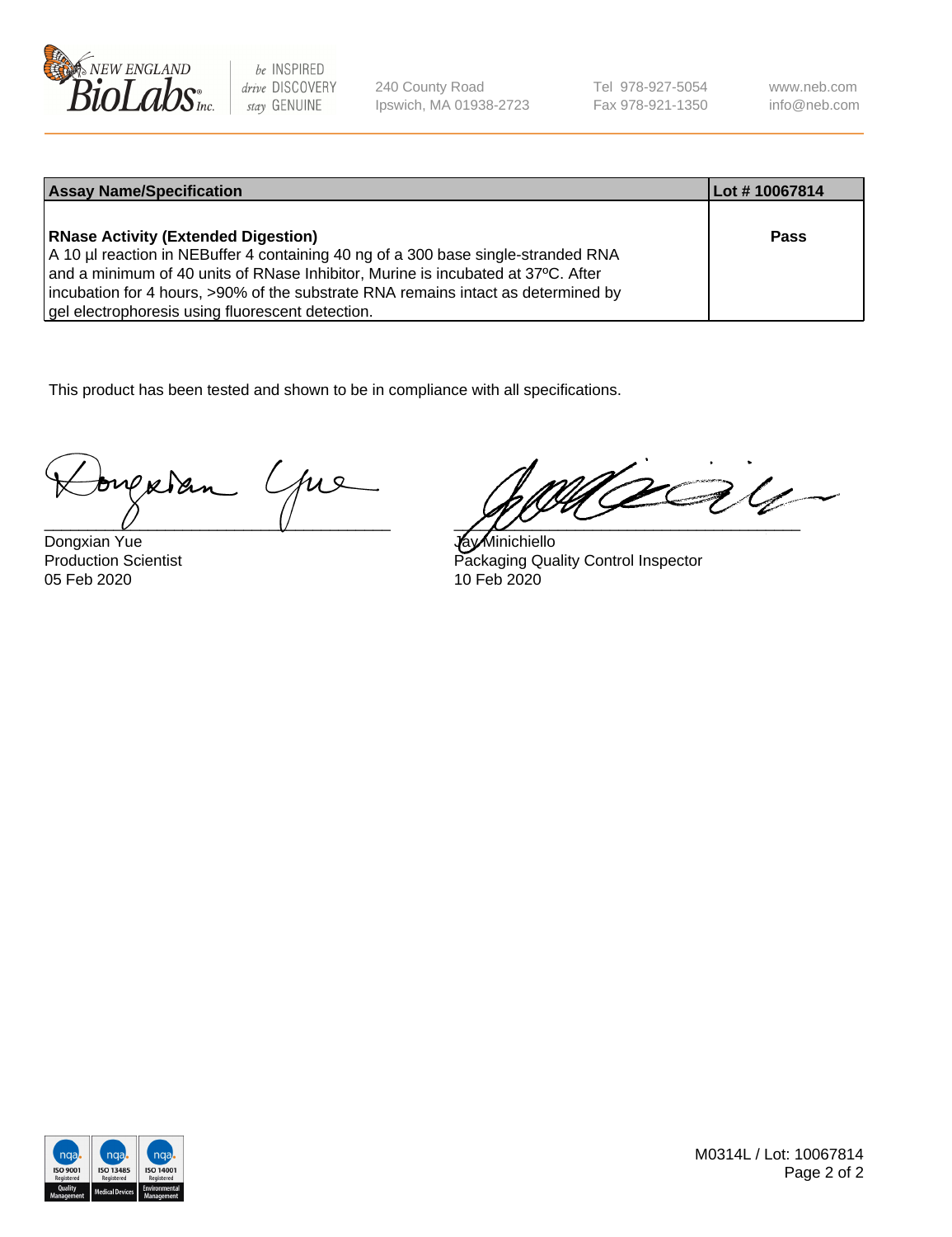| Assay Name/Specification | Lot # 10067814 |
|---|---|
| **RNase Activity (Extended Digestion)**<br>A 10 µl reaction in NEBuffer 4 containing 40 ng of a 300 base single-stranded RNA and a minimum of 40 units of RNase Inhibitor, Murine is incubated at 37ºC. After incubation for 4 hours, >90% of the substrate RNA remains intact as determined by gel electrophoresis using fluorescent detection. | **Pass** |

This product has been tested and shown to be in compliance with all specifications.

Dongxian Yue
Production Scientist
05 Feb 2020

Jay Minichiello
Packaging Quality Control Inspector
10 Feb 2020

M0314L / Lot: 10067814